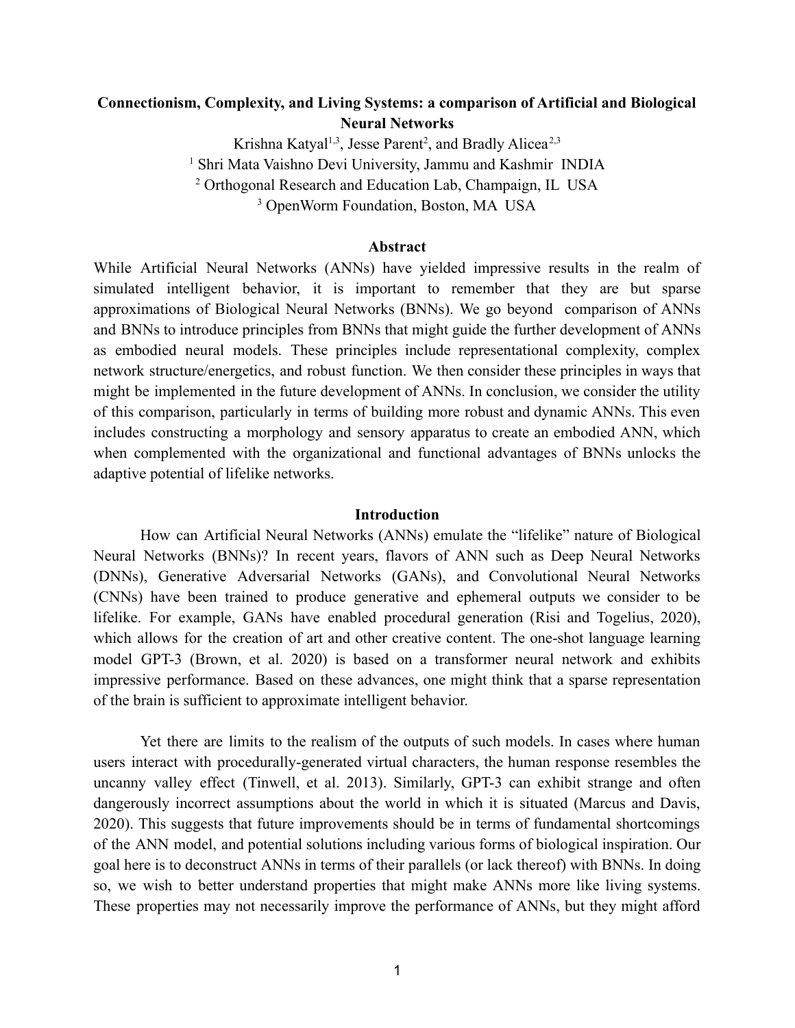# Connectionism, Complexity, and Living Systems: a comparison of Artificial and Biological Neural Networks

Krishna Katyal[1,3], Jesse Parent[2], and Bradly Alicea[2,3]

[1] Shri Mata Vaishno Devi University, Jammu and Kashmir INDIA

[2] Orthogonal Research and Education Lab, Champaign, IL USA

[3] OpenWorm Foundation, Boston, MA USA

## Abstract

While Artificial Neural Networks (ANNs) have yielded impressive results in the realm of simulated intelligent behavior, it is important to remember that they are but sparse approximations of Biological Neural Networks (BNNs). We go beyond comparison of ANNs and BNNs to introduce principles from BNNs that might guide the further development of ANNs as embodied neural models. These principles include representational complexity, complex network structure/energetics, and robust function. We then consider these principles in ways that might be implemented in the future development of ANNs. In conclusion, we consider the utility of this comparison, particularly in terms of building more robust and dynamic ANNs. This even includes constructing a morphology and sensory apparatus to create an embodied ANN, which when complemented with the organizational and functional advantages of BNNs unlocks the adaptive potential of lifelike networks.

## Introduction

How can Artificial Neural Networks (ANNs) emulate the "lifelike" nature of Biological Neural Networks (BNNs)? In recent years, flavors of ANN such as Deep Neural Networks (DNNs), Generative Adversarial Networks (GANs), and Convolutional Neural Networks (CNNs) have been trained to produce generative and ephemeral outputs we consider to be lifelike. For example, GANs have enabled procedural generation (Risi and Togelius, 2020), which allows for the creation of art and other creative content. The one-shot language learning model GPT-3 (Brown, et al. 2020) is based on a transformer neural network and exhibits impressive performance. Based on these advances, one might think that a sparse representation of the brain is sufficient to approximate intelligent behavior.

Yet there are limits to the realism of the outputs of such models. In cases where human users interact with procedurally-generated virtual characters, the human response resembles the uncanny valley effect (Tinwell, et al. 2013). Similarly, GPT-3 can exhibit strange and often dangerously incorrect assumptions about the world in which it is situated (Marcus and Davis, 2020). This suggests that future improvements should be in terms of fundamental shortcomings of the ANN model, and potential solutions including various forms of biological inspiration. Our goal here is to deconstruct ANNs in terms of their parallels (or lack thereof) with BNNs. In doing so, we wish to better understand properties that might make ANNs more like living systems. These properties may not necessarily improve the performance of ANNs, but they might afford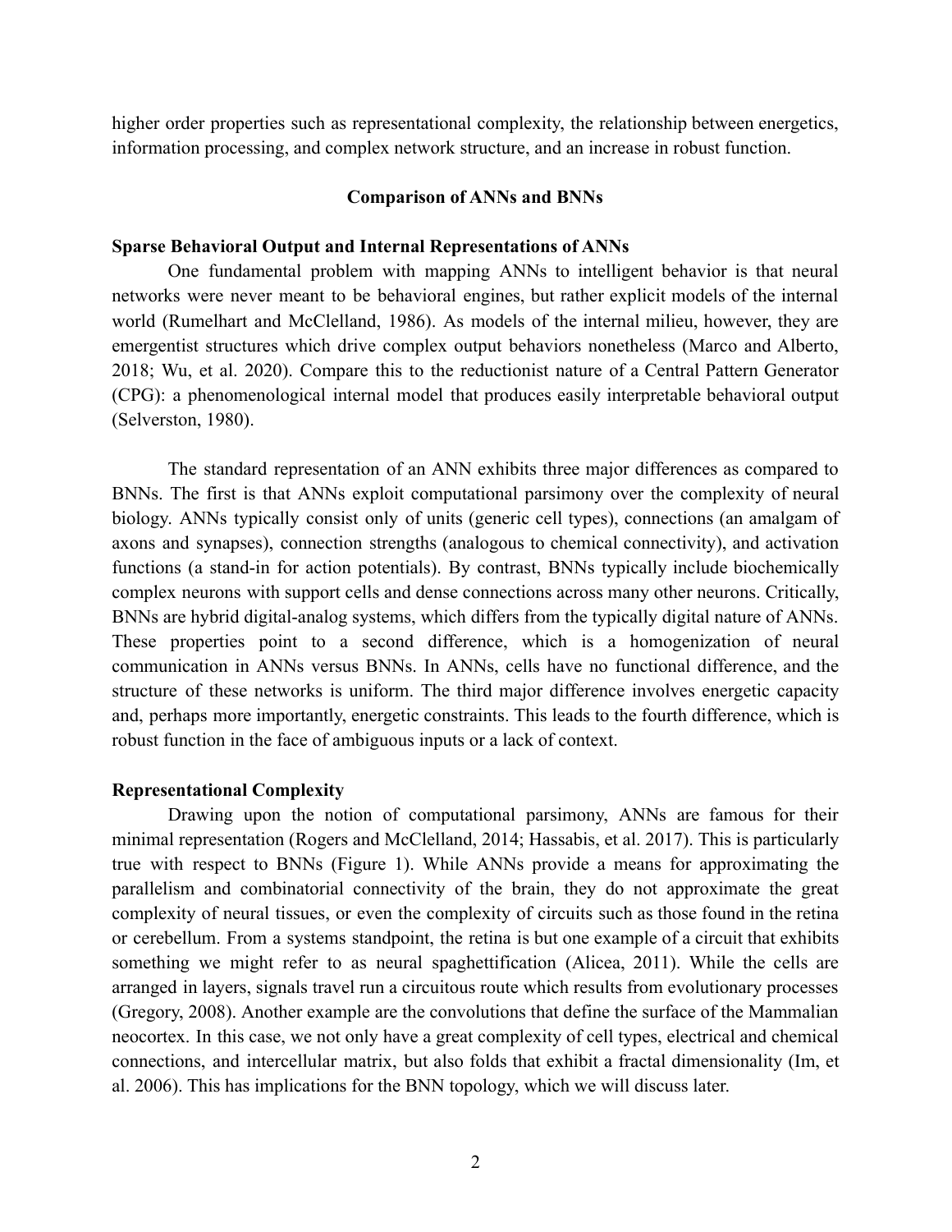higher order properties such as representational complexity, the relationship between energetics, information processing, and complex network structure, and an increase in robust function.

## Comparison of ANNs and BNNs

### Sparse Behavioral Output and Internal Representations of ANNs

One fundamental problem with mapping ANNs to intelligent behavior is that neural networks were never meant to be behavioral engines, but rather explicit models of the internal world (Rumelhart and McClelland, 1986). As models of the internal milieu, however, they are emergentist structures which drive complex output behaviors nonetheless (Marco and Alberto, 2018; Wu, et al. 2020). Compare this to the reductionist nature of a Central Pattern Generator (CPG): a phenomenological internal model that produces easily interpretable behavioral output (Selverston, 1980).

The standard representation of an ANN exhibits three major differences as compared to BNNs. The first is that ANNs exploit computational parsimony over the complexity of neural biology. ANNs typically consist only of units (generic cell types), connections (an amalgam of axons and synapses), connection strengths (analogous to chemical connectivity), and activation functions (a stand-in for action potentials). By contrast, BNNs typically include biochemically complex neurons with support cells and dense connections across many other neurons. Critically, BNNs are hybrid digital-analog systems, which differs from the typically digital nature of ANNs. These properties point to a second difference, which is a homogenization of neural communication in ANNs versus BNNs. In ANNs, cells have no functional difference, and the structure of these networks is uniform. The third major difference involves energetic capacity and, perhaps more importantly, energetic constraints. This leads to the fourth difference, which is robust function in the face of ambiguous inputs or a lack of context.

### Representational Complexity

Drawing upon the notion of computational parsimony, ANNs are famous for their minimal representation (Rogers and McClelland, 2014; Hassabis, et al. 2017). This is particularly true with respect to BNNs (Figure 1). While ANNs provide a means for approximating the parallelism and combinatorial connectivity of the brain, they do not approximate the great complexity of neural tissues, or even the complexity of circuits such as those found in the retina or cerebellum. From a systems standpoint, the retina is but one example of a circuit that exhibits something we might refer to as neural spaghettification (Alicea, 2011). While the cells are arranged in layers, signals travel run a circuitous route which results from evolutionary processes (Gregory, 2008). Another example are the convolutions that define the surface of the Mammalian neocortex. In this case, we not only have a great complexity of cell types, electrical and chemical connections, and intercellular matrix, but also folds that exhibit a fractal dimensionality (Im, et al. 2006). This has implications for the BNN topology, which we will discuss later.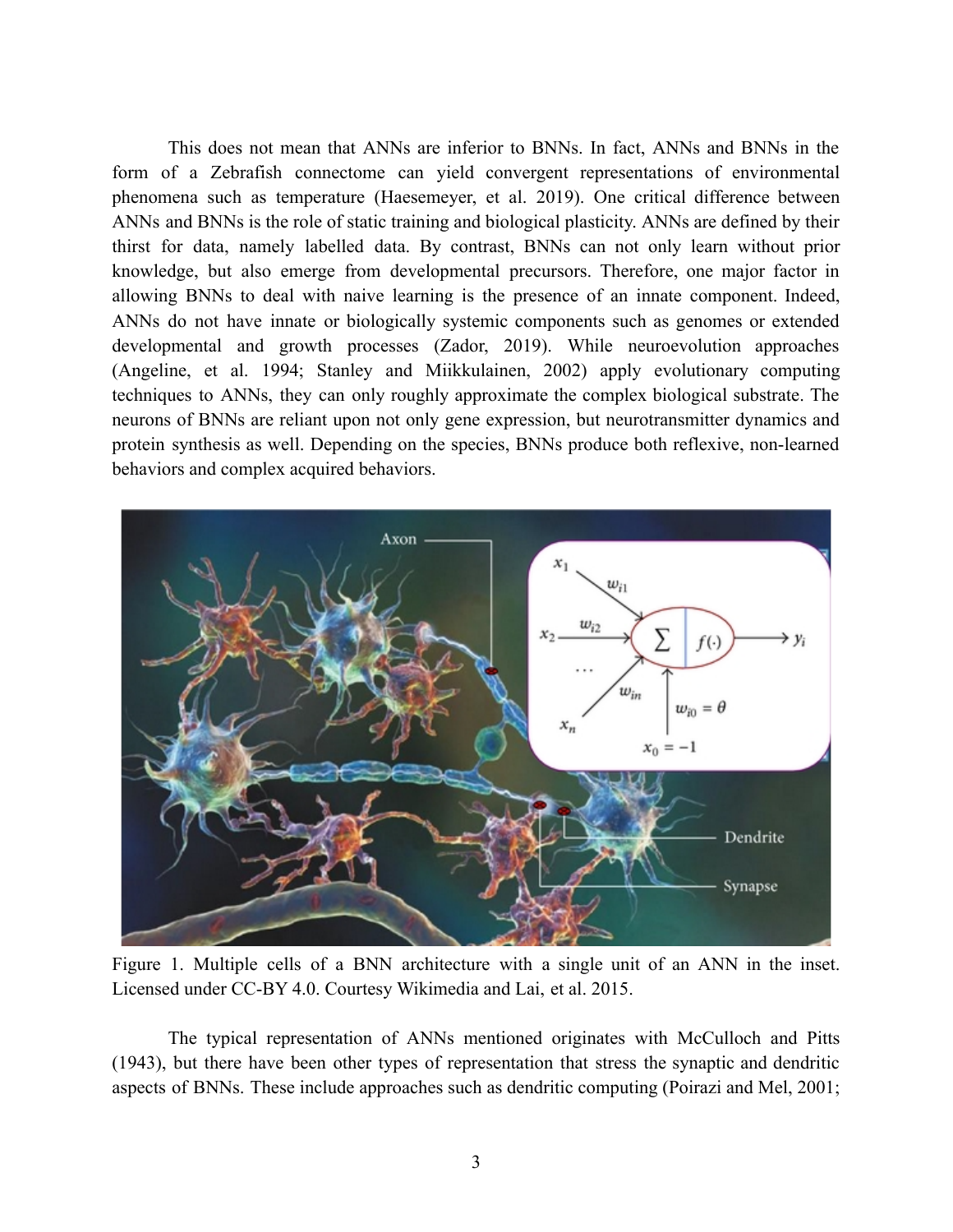This does not mean that ANNs are inferior to BNNs. In fact, ANNs and BNNs in the form of a Zebrafish connectome can yield convergent representations of environmental phenomena such as temperature (Haesemeyer, et al. 2019). One critical difference between ANNs and BNNs is the role of static training and biological plasticity. ANNs are defined by their thirst for data, namely labelled data. By contrast, BNNs can not only learn without prior knowledge, but also emerge from developmental precursors. Therefore, one major factor in allowing BNNs to deal with naive learning is the presence of an innate component. Indeed, ANNs do not have innate or biologically systemic components such as genomes or extended developmental and growth processes (Zador, 2019). While neuroevolution approaches (Angeline, et al. 1994; Stanley and Miikkulainen, 2002) apply evolutionary computing techniques to ANNs, they can only roughly approximate the complex biological substrate. The neurons of BNNs are reliant upon not only gene expression, but neurotransmitter dynamics and protein synthesis as well. Depending on the species, BNNs produce both reflexive, non-learned behaviors and complex acquired behaviors.

Figure 1. Multiple cells of a BNN architecture with a single unit of an ANN in the inset. Licensed under CC-BY 4.0. Courtesy Wikimedia and Lai, et al. 2015.

The typical representation of ANNs mentioned originates with McCulloch and Pitts (1943), but there have been other types of representation that stress the synaptic and dendritic aspects of BNNs. These include approaches such as dendritic computing (Poirazi and Mel, 2001;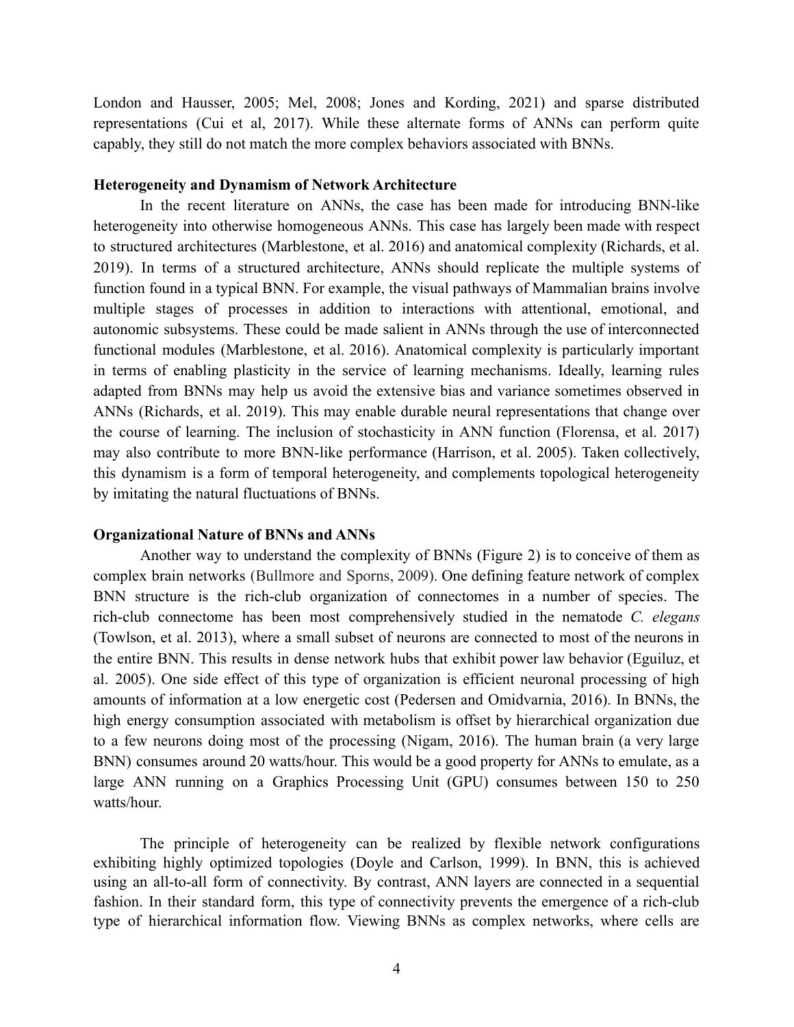London and Hausser, 2005; Mel, 2008; Jones and Kording, 2021) and sparse distributed representations (Cui et al, 2017). While these alternate forms of ANNs can perform quite capably, they still do not match the more complex behaviors associated with BNNs.

**Heterogeneity and Dynamism of Network Architecture**

In the recent literature on ANNs, the case has been made for introducing BNN-like heterogeneity into otherwise homogeneous ANNs. This case has largely been made with respect to structured architectures (Marblestone, et al. 2016) and anatomical complexity (Richards, et al. 2019). In terms of a structured architecture, ANNs should replicate the multiple systems of function found in a typical BNN. For example, the visual pathways of Mammalian brains involve multiple stages of processes in addition to interactions with attentional, emotional, and autonomic subsystems. These could be made salient in ANNs through the use of interconnected functional modules (Marblestone, et al. 2016). Anatomical complexity is particularly important in terms of enabling plasticity in the service of learning mechanisms. Ideally, learning rules adapted from BNNs may help us avoid the extensive bias and variance sometimes observed in ANNs (Richards, et al. 2019). This may enable durable neural representations that change over the course of learning. The inclusion of stochasticity in ANN function (Florensa, et al. 2017) may also contribute to more BNN-like performance (Harrison, et al. 2005). Taken collectively, this dynamism is a form of temporal heterogeneity, and complements topological heterogeneity by imitating the natural fluctuations of BNNs.

**Organizational Nature of BNNs and ANNs**

Another way to understand the complexity of BNNs (Figure 2) is to conceive of them as complex brain networks (Bullmore and Sporns, 2009). One defining feature network of complex BNN structure is the rich-club organization of connectomes in a number of species. The rich-club connectome has been most comprehensively studied in the nematode *C. elegans* (Towlson, et al. 2013), where a small subset of neurons are connected to most of the neurons in the entire BNN. This results in dense network hubs that exhibit power law behavior (Eguiluz, et al. 2005). One side effect of this type of organization is efficient neuronal processing of high amounts of information at a low energetic cost (Pedersen and Omidvarnia, 2016). In BNNs, the high energy consumption associated with metabolism is offset by hierarchical organization due to a few neurons doing most of the processing (Nigam, 2016). The human brain (a very large BNN) consumes around 20 watts/hour. This would be a good property for ANNs to emulate, as a large ANN running on a Graphics Processing Unit (GPU) consumes between 150 to 250 watts/hour.

The principle of heterogeneity can be realized by flexible network configurations exhibiting highly optimized topologies (Doyle and Carlson, 1999). In BNN, this is achieved using an all-to-all form of connectivity. By contrast, ANN layers are connected in a sequential fashion. In their standard form, this type of connectivity prevents the emergence of a rich-club type of hierarchical information flow. Viewing BNNs as complex networks, where cells are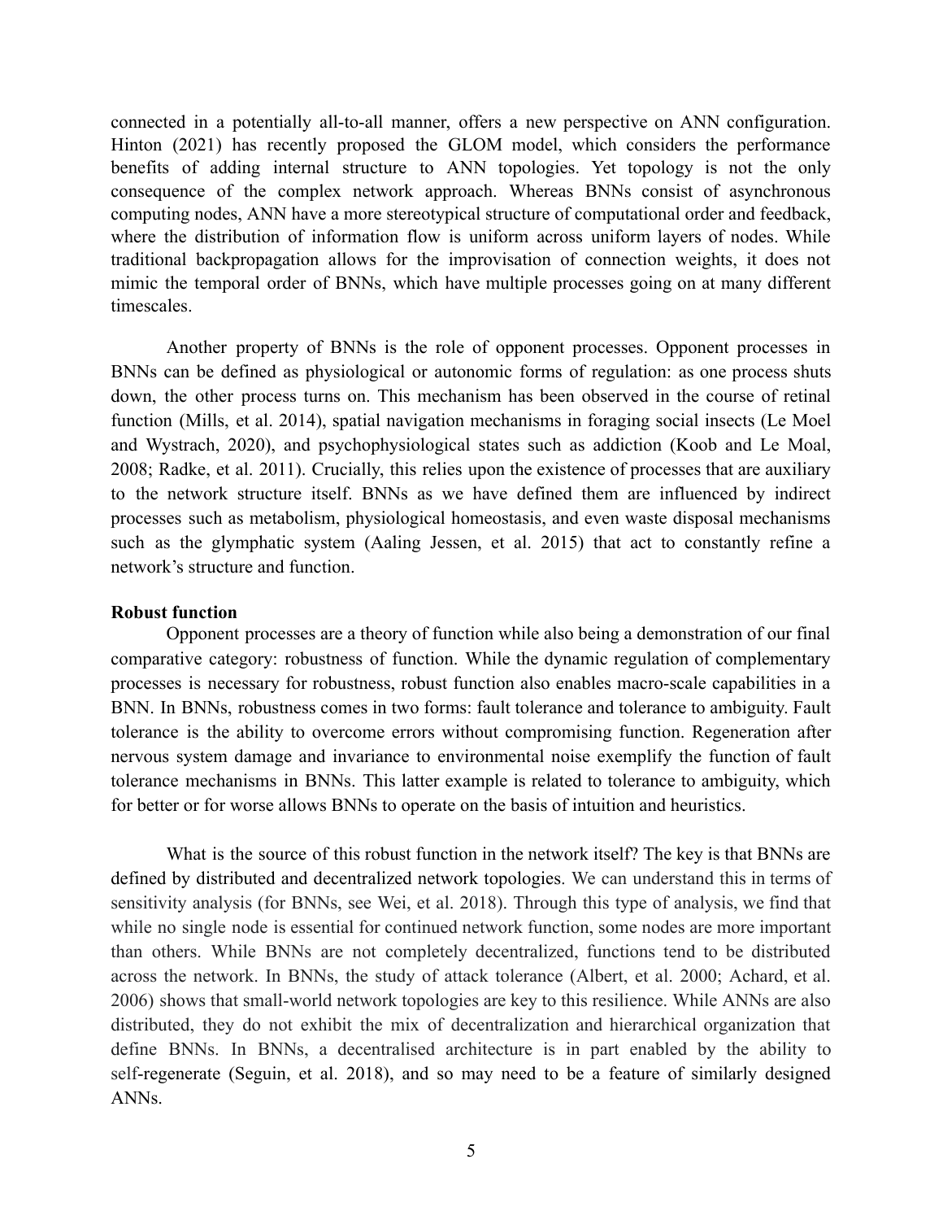connected in a potentially all-to-all manner, offers a new perspective on ANN configuration. Hinton (2021) has recently proposed the GLOM model, which considers the performance benefits of adding internal structure to ANN topologies. Yet topology is not the only consequence of the complex network approach. Whereas BNNs consist of asynchronous computing nodes, ANN have a more stereotypical structure of computational order and feedback, where the distribution of information flow is uniform across uniform layers of nodes. While traditional backpropagation allows for the improvisation of connection weights, it does not mimic the temporal order of BNNs, which have multiple processes going on at many different timescales.

Another property of BNNs is the role of opponent processes. Opponent processes in BNNs can be defined as physiological or autonomic forms of regulation: as one process shuts down, the other process turns on. This mechanism has been observed in the course of retinal function (Mills, et al. 2014), spatial navigation mechanisms in foraging social insects (Le Moel and Wystrach, 2020), and psychophysiological states such as addiction (Koob and Le Moal, 2008; Radke, et al. 2011). Crucially, this relies upon the existence of processes that are auxiliary to the network structure itself. BNNs as we have defined them are influenced by indirect processes such as metabolism, physiological homeostasis, and even waste disposal mechanisms such as the glymphatic system (Aaling Jessen, et al. 2015) that act to constantly refine a network's structure and function.

**Robust function**

Opponent processes are a theory of function while also being a demonstration of our final comparative category: robustness of function. While the dynamic regulation of complementary processes is necessary for robustness, robust function also enables macro-scale capabilities in a BNN. In BNNs, robustness comes in two forms: fault tolerance and tolerance to ambiguity. Fault tolerance is the ability to overcome errors without compromising function. Regeneration after nervous system damage and invariance to environmental noise exemplify the function of fault tolerance mechanisms in BNNs. This latter example is related to tolerance to ambiguity, which for better or for worse allows BNNs to operate on the basis of intuition and heuristics.

What is the source of this robust function in the network itself? The key is that BNNs are defined by distributed and decentralized network topologies. We can understand this in terms of sensitivity analysis (for BNNs, see Wei, et al. 2018). Through this type of analysis, we find that while no single node is essential for continued network function, some nodes are more important than others. While BNNs are not completely decentralized, functions tend to be distributed across the network. In BNNs, the study of attack tolerance (Albert, et al. 2000; Achard, et al. 2006) shows that small-world network topologies are key to this resilience. While ANNs are also distributed, they do not exhibit the mix of decentralization and hierarchical organization that define BNNs. In BNNs, a decentralised architecture is in part enabled by the ability to self-regenerate (Seguin, et al. 2018), and so may need to be a feature of similarly designed ANNs.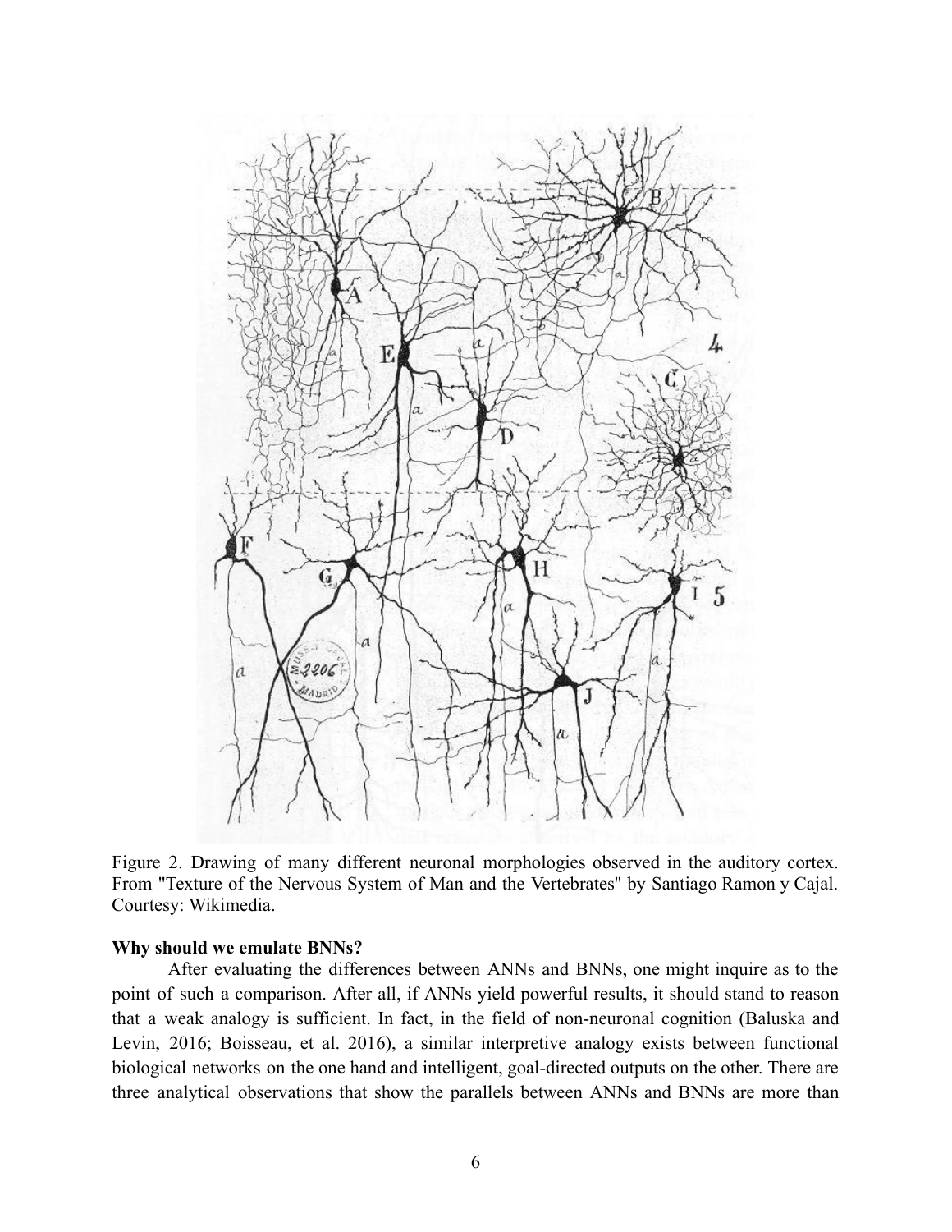Figure 2. Drawing of many different neuronal morphologies observed in the auditory cortex. From "Texture of the Nervous System of Man and the Vertebrates" by Santiago Ramon y Cajal. Courtesy: Wikimedia.

**Why should we emulate BNNs?**

After evaluating the differences between ANNs and BNNs, one might inquire as to the point of such a comparison. After all, if ANNs yield powerful results, it should stand to reason that a weak analogy is sufficient. In fact, in the field of non-neuronal cognition (Baluska and Levin, 2016; Boisseau, et al. 2016), a similar interpretive analogy exists between functional biological networks on the one hand and intelligent, goal-directed outputs on the other. There are three analytical observations that show the parallels between ANNs and BNNs are more than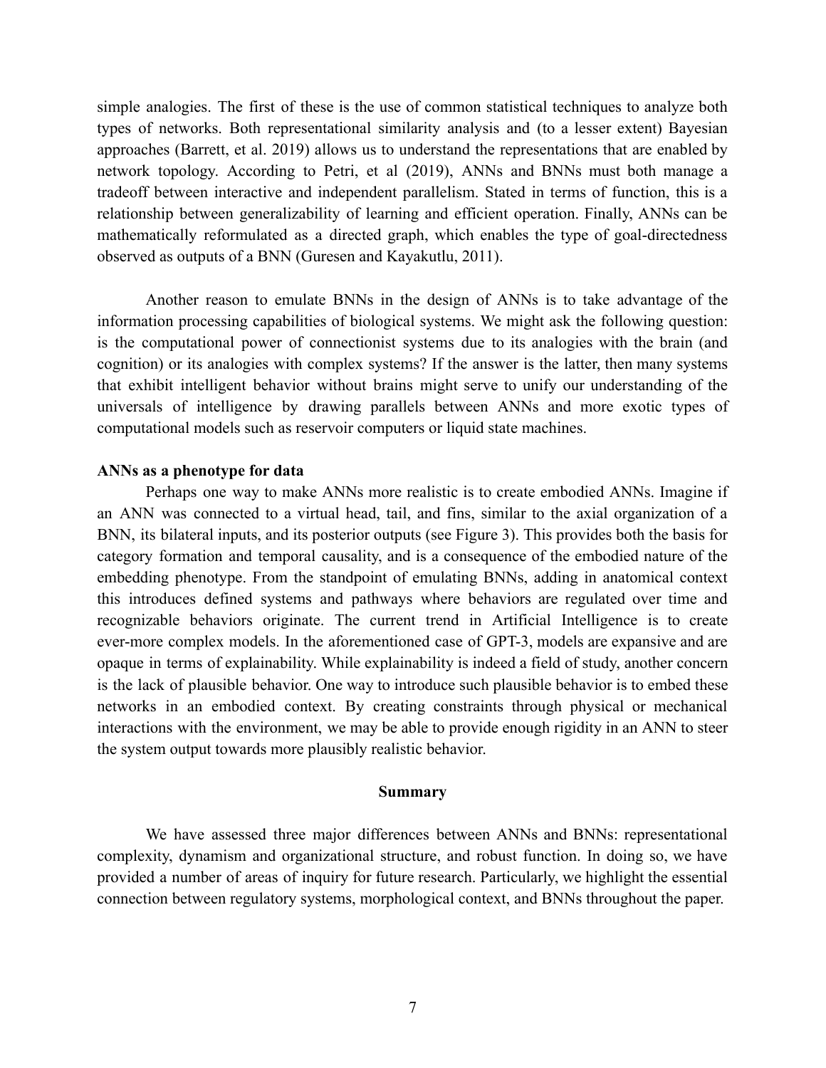simple analogies. The first of these is the use of common statistical techniques to analyze both types of networks. Both representational similarity analysis and (to a lesser extent) Bayesian approaches (Barrett, et al. 2019) allows us to understand the representations that are enabled by network topology. According to Petri, et al (2019), ANNs and BNNs must both manage a tradeoff between interactive and independent parallelism. Stated in terms of function, this is a relationship between generalizability of learning and efficient operation. Finally, ANNs can be mathematically reformulated as a directed graph, which enables the type of goal-directedness observed as outputs of a BNN (Guresen and Kayakutlu, 2011).

Another reason to emulate BNNs in the design of ANNs is to take advantage of the information processing capabilities of biological systems. We might ask the following question: is the computational power of connectionist systems due to its analogies with the brain (and cognition) or its analogies with complex systems? If the answer is the latter, then many systems that exhibit intelligent behavior without brains might serve to unify our understanding of the universals of intelligence by drawing parallels between ANNs and more exotic types of computational models such as reservoir computers or liquid state machines.

**ANNs as a phenotype for data**

Perhaps one way to make ANNs more realistic is to create embodied ANNs. Imagine if an ANN was connected to a virtual head, tail, and fins, similar to the axial organization of a BNN, its bilateral inputs, and its posterior outputs (see Figure 3). This provides both the basis for category formation and temporal causality, and is a consequence of the embodied nature of the embedding phenotype. From the standpoint of emulating BNNs, adding in anatomical context this introduces defined systems and pathways where behaviors are regulated over time and recognizable behaviors originate. The current trend in Artificial Intelligence is to create ever-more complex models. In the aforementioned case of GPT-3, models are expansive and are opaque in terms of explainability. While explainability is indeed a field of study, another concern is the lack of plausible behavior. One way to introduce such plausible behavior is to embed these networks in an embodied context. By creating constraints through physical or mechanical interactions with the environment, we may be able to provide enough rigidity in an ANN to steer the system output towards more plausibly realistic behavior.

## Summary

We have assessed three major differences between ANNs and BNNs: representational complexity, dynamism and organizational structure, and robust function. In doing so, we have provided a number of areas of inquiry for future research. Particularly, we highlight the essential connection between regulatory systems, morphological context, and BNNs throughout the paper.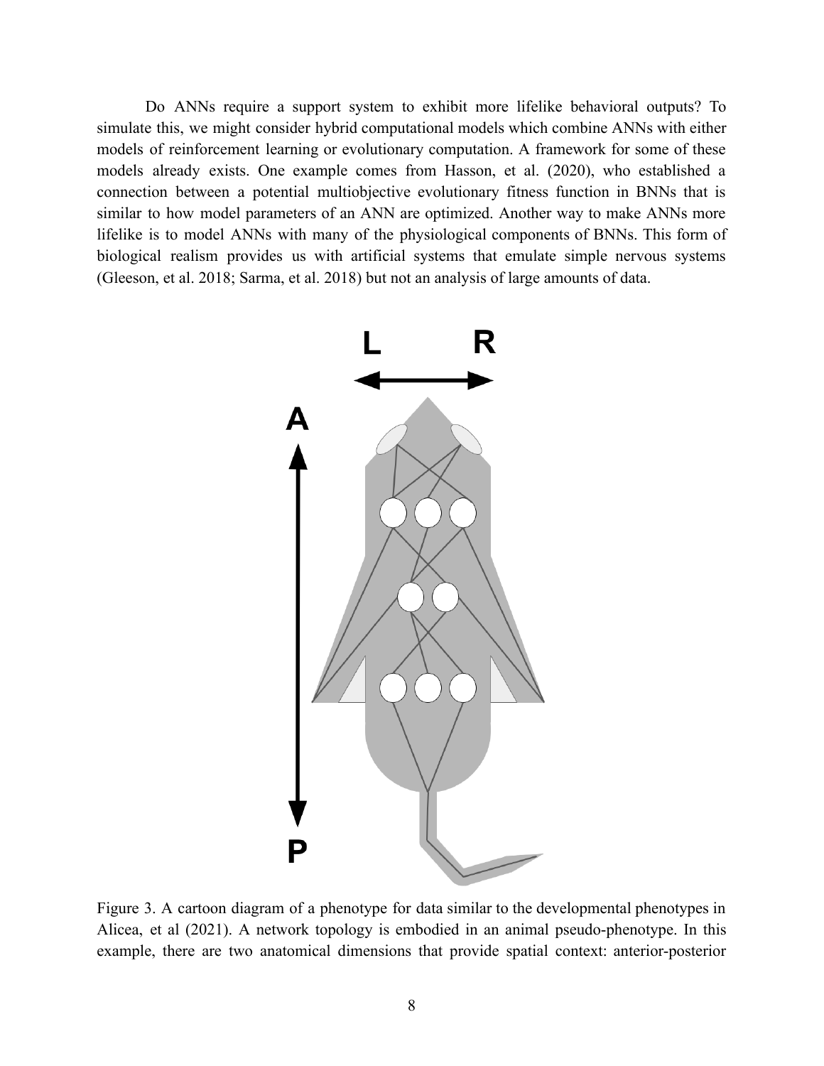Do ANNs require a support system to exhibit more lifelike behavioral outputs? To simulate this, we might consider hybrid computational models which combine ANNs with either models of reinforcement learning or evolutionary computation. A framework for some of these models already exists. One example comes from Hasson, et al. (2020), who established a connection between a potential multiobjective evolutionary fitness function in BNNs that is similar to how model parameters of an ANN are optimized. Another way to make ANNs more lifelike is to model ANNs with many of the physiological components of BNNs. This form of biological realism provides us with artificial systems that emulate simple nervous systems (Gleeson, et al. 2018; Sarma, et al. 2018) but not an analysis of large amounts of data.

Figure 3. A cartoon diagram of a phenotype for data similar to the developmental phenotypes in Alicea, et al (2021). A network topology is embodied in an animal pseudo-phenotype. In this example, there are two anatomical dimensions that provide spatial context: anterior-posterior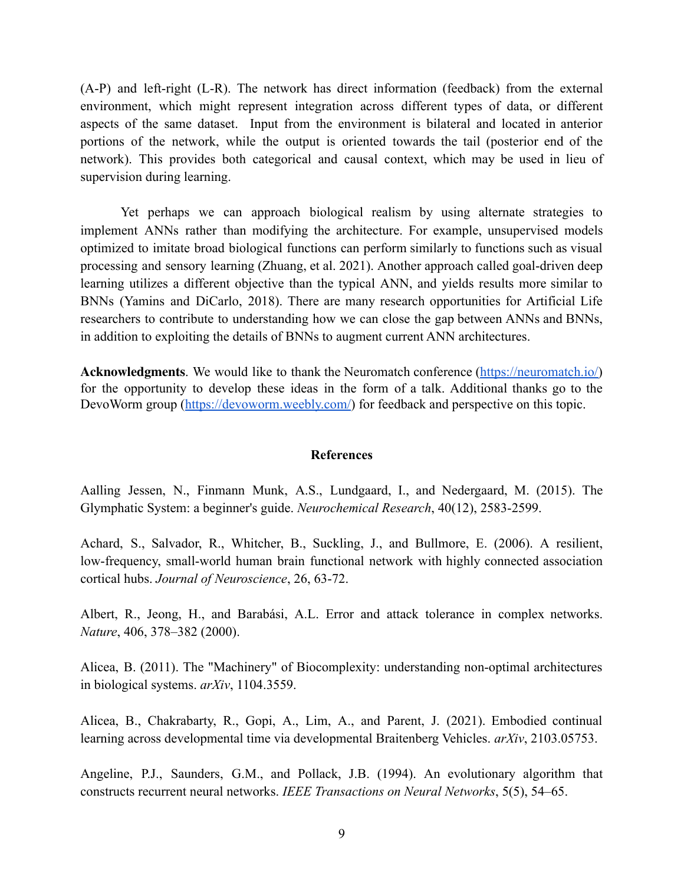(A-P) and left-right (L-R). The network has direct information (feedback) from the external environment, which might represent integration across different types of data, or different aspects of the same dataset. Input from the environment is bilateral and located in anterior portions of the network, while the output is oriented towards the tail (posterior end of the network). This provides both categorical and causal context, which may be used in lieu of supervision during learning.

Yet perhaps we can approach biological realism by using alternate strategies to implement ANNs rather than modifying the architecture. For example, unsupervised models optimized to imitate broad biological functions can perform similarly to functions such as visual processing and sensory learning (Zhuang, et al. 2021). Another approach called goal-driven deep learning utilizes a different objective than the typical ANN, and yields results more similar to BNNs (Yamins and DiCarlo, 2018). There are many research opportunities for Artificial Life researchers to contribute to understanding how we can close the gap between ANNs and BNNs, in addition to exploiting the details of BNNs to augment current ANN architectures.

**Acknowledgments**. We would like to thank the Neuromatch conference (https://neuromatch.io/) for the opportunity to develop these ideas in the form of a talk. Additional thanks go to the DevoWorm group (https://devoworm.weebly.com/) for feedback and perspective on this topic.

## References

Aalling Jessen, N., Finmann Munk, A.S., Lundgaard, I., and Nedergaard, M. (2015). The Glymphatic System: a beginner's guide. *Neurochemical Research*, 40(12), 2583-2599.

Achard, S., Salvador, R., Whitcher, B., Suckling, J., and Bullmore, E. (2006). A resilient, low-frequency, small-world human brain functional network with highly connected association cortical hubs. *Journal of Neuroscience*, 26, 63-72.

Albert, R., Jeong, H., and Barabási, A.L. Error and attack tolerance in complex networks. *Nature*, 406, 378–382 (2000).

Alicea, B. (2011). The "Machinery" of Biocomplexity: understanding non-optimal architectures in biological systems. *arXiv*, 1104.3559.

Alicea, B., Chakrabarty, R., Gopi, A., Lim, A., and Parent, J. (2021). Embodied continual learning across developmental time via developmental Braitenberg Vehicles. *arXiv*, 2103.05753.

Angeline, P.J., Saunders, G.M., and Pollack, J.B. (1994). An evolutionary algorithm that constructs recurrent neural networks. *IEEE Transactions on Neural Networks*, 5(5), 54–65.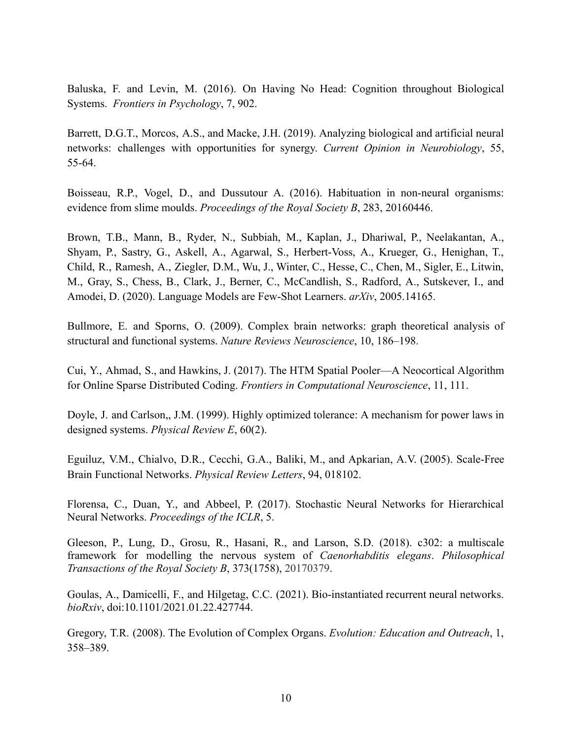Baluska, F. and Levin, M. (2016). On Having No Head: Cognition throughout Biological Systems. *Frontiers in Psychology*, 7, 902.

Barrett, D.G.T., Morcos, A.S., and Macke, J.H. (2019). Analyzing biological and artificial neural networks: challenges with opportunities for synergy. *Current Opinion in Neurobiology*, 55, 55-64.

Boisseau, R.P., Vogel, D., and Dussutour A. (2016). Habituation in non-neural organisms: evidence from slime moulds. *Proceedings of the Royal Society B*, 283, 20160446.

Brown, T.B., Mann, B., Ryder, N., Subbiah, M., Kaplan, J., Dhariwal, P., Neelakantan, A., Shyam, P., Sastry, G., Askell, A., Agarwal, S., Herbert-Voss, A., Krueger, G., Henighan, T., Child, R., Ramesh, A., Ziegler, D.M., Wu, J., Winter, C., Hesse, C., Chen, M., Sigler, E., Litwin, M., Gray, S., Chess, B., Clark, J., Berner, C., McCandlish, S., Radford, A., Sutskever, I., and Amodei, D. (2020). Language Models are Few-Shot Learners. *arXiv*, 2005.14165.

Bullmore, E. and Sporns, O. (2009). Complex brain networks: graph theoretical analysis of structural and functional systems. *Nature Reviews Neuroscience*, 10, 186–198.

Cui, Y., Ahmad, S., and Hawkins, J. (2017). The HTM Spatial Pooler—A Neocortical Algorithm for Online Sparse Distributed Coding. *Frontiers in Computational Neuroscience*, 11, 111.

Doyle, J. and Carlson,, J.M. (1999). Highly optimized tolerance: A mechanism for power laws in designed systems. *Physical Review E*, 60(2).

Eguiluz, V.M., Chialvo, D.R., Cecchi, G.A., Baliki, M., and Apkarian, A.V. (2005). Scale-Free Brain Functional Networks. *Physical Review Letters*, 94, 018102.

Florensa, C., Duan, Y., and Abbeel, P. (2017). Stochastic Neural Networks for Hierarchical Neural Networks. *Proceedings of the ICLR*, 5.

Gleeson, P., Lung, D., Grosu, R., Hasani, R., and Larson, S.D. (2018). c302: a multiscale framework for modelling the nervous system of *Caenorhabditis elegans*. *Philosophical Transactions of the Royal Society B*, 373(1758), 20170379.

Goulas, A., Damicelli, F., and Hilgetag, C.C. (2021). Bio-instantiated recurrent neural networks. *bioRxiv*, doi:10.1101/2021.01.22.427744.

Gregory, T.R. (2008). The Evolution of Complex Organs. *Evolution: Education and Outreach*, 1, 358–389.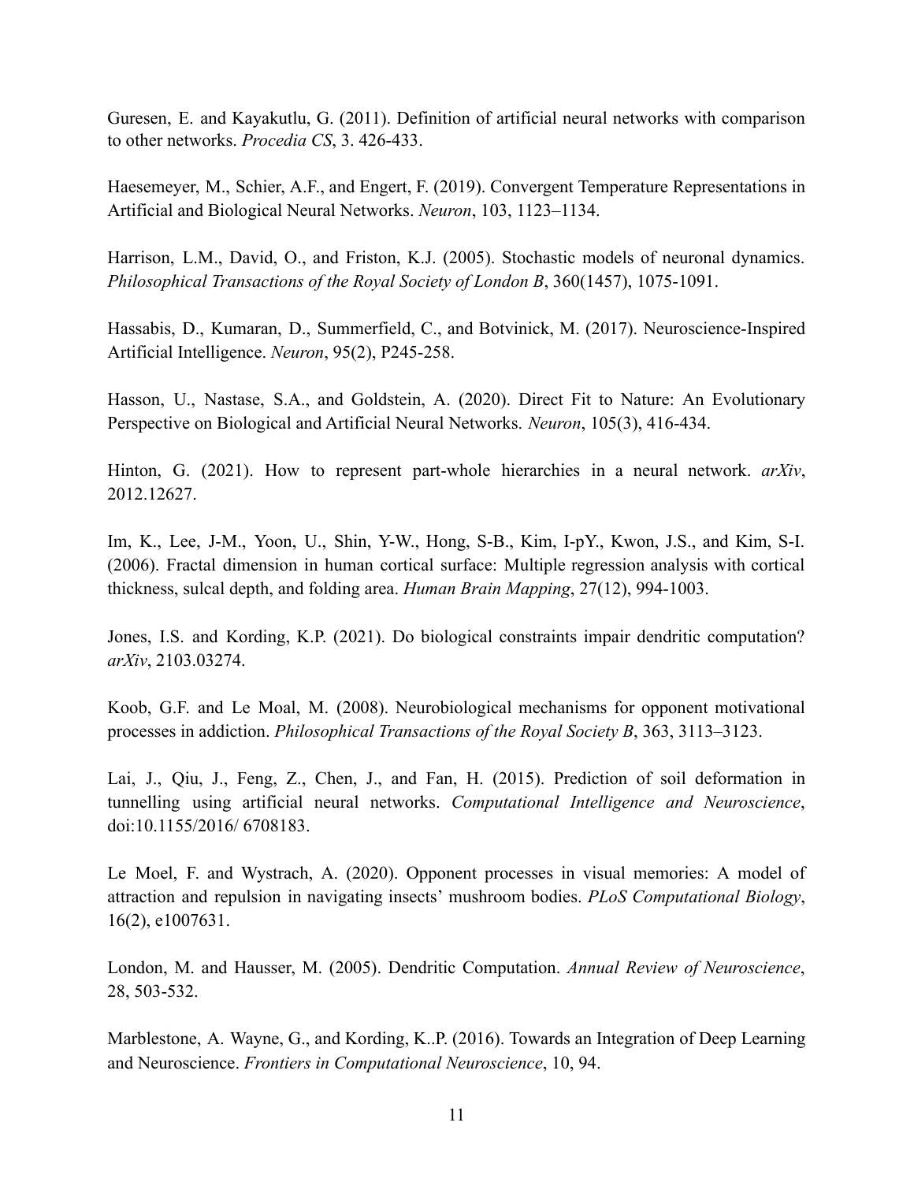Guresen, E. and Kayakutlu, G. (2011). Definition of artificial neural networks with comparison to other networks. *Procedia CS*, 3. 426-433.

Haesemeyer, M., Schier, A.F., and Engert, F. (2019). Convergent Temperature Representations in Artificial and Biological Neural Networks. *Neuron*, 103, 1123–1134.

Harrison, L.M., David, O., and Friston, K.J. (2005). Stochastic models of neuronal dynamics. *Philosophical Transactions of the Royal Society of London B*, 360(1457), 1075-1091.

Hassabis, D., Kumaran, D., Summerfield, C., and Botvinick, M. (2017). Neuroscience-Inspired Artificial Intelligence. *Neuron*, 95(2), P245-258.

Hasson, U., Nastase, S.A., and Goldstein, A. (2020). Direct Fit to Nature: An Evolutionary Perspective on Biological and Artificial Neural Networks. *Neuron*, 105(3), 416-434.

Hinton, G. (2021). How to represent part-whole hierarchies in a neural network. *arXiv*, 2012.12627.

Im, K., Lee, J-M., Yoon, U., Shin, Y-W., Hong, S-B., Kim, I-pY., Kwon, J.S., and Kim, S-I. (2006). Fractal dimension in human cortical surface: Multiple regression analysis with cortical thickness, sulcal depth, and folding area. *Human Brain Mapping*, 27(12), 994-1003.

Jones, I.S. and Kording, K.P. (2021). Do biological constraints impair dendritic computation? *arXiv*, 2103.03274.

Koob, G.F. and Le Moal, M. (2008). Neurobiological mechanisms for opponent motivational processes in addiction. *Philosophical Transactions of the Royal Society B*, 363, 3113–3123.

Lai, J., Qiu, J., Feng, Z., Chen, J., and Fan, H. (2015). Prediction of soil deformation in tunnelling using artificial neural networks. *Computational Intelligence and Neuroscience*, doi:10.1155/2016/ 6708183.

Le Moel, F. and Wystrach, A. (2020). Opponent processes in visual memories: A model of attraction and repulsion in navigating insects' mushroom bodies. *PLoS Computational Biology*, 16(2), e1007631.

London, M. and Hausser, M. (2005). Dendritic Computation. *Annual Review of Neuroscience*, 28, 503-532.

Marblestone, A. Wayne, G., and Kording, K..P. (2016). Towards an Integration of Deep Learning and Neuroscience. *Frontiers in Computational Neuroscience*, 10, 94.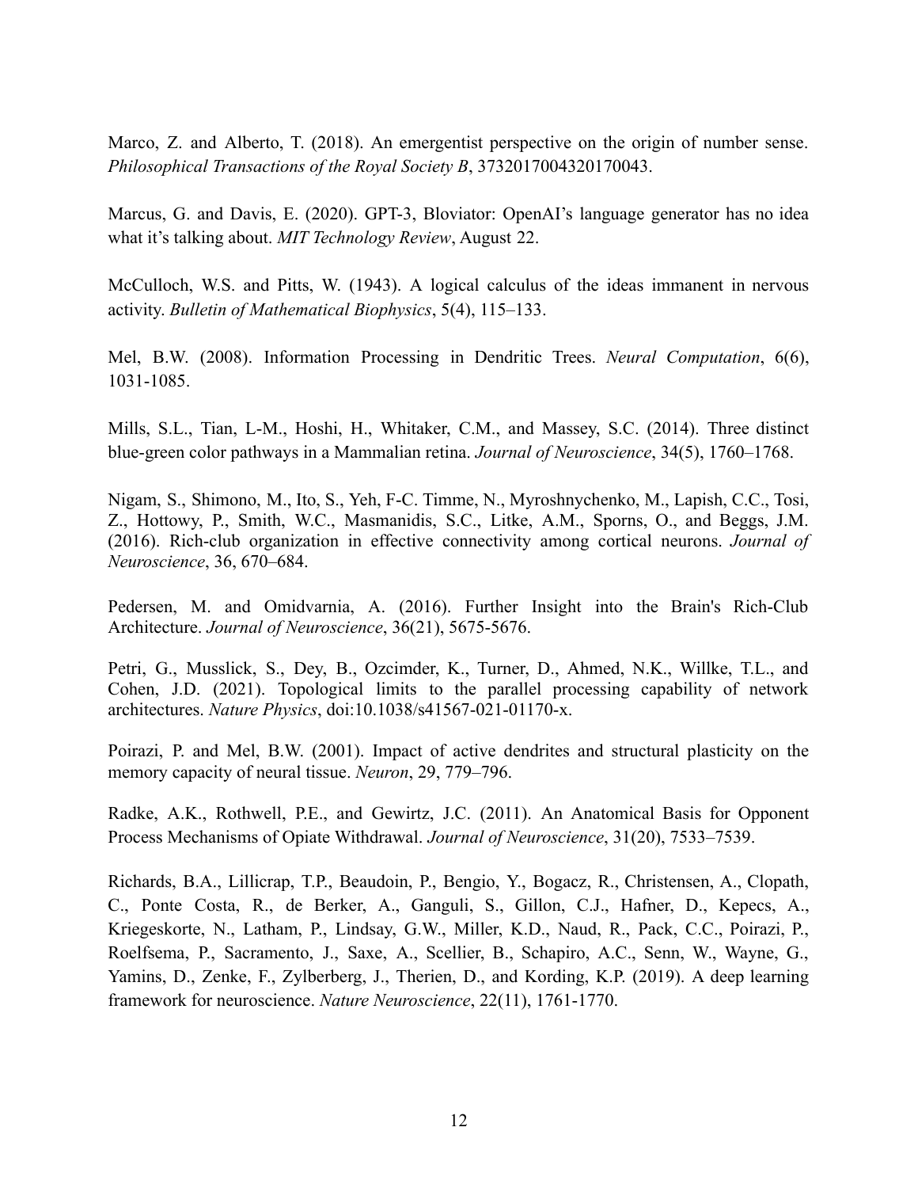Marco, Z. and Alberto, T. (2018). An emergentist perspective on the origin of number sense. *Philosophical Transactions of the Royal Society B*, 3732017004320170043.

Marcus, G. and Davis, E. (2020). GPT-3, Bloviator: OpenAI's language generator has no idea what it's talking about. *MIT Technology Review*, August 22.

McCulloch, W.S. and Pitts, W. (1943). A logical calculus of the ideas immanent in nervous activity. *Bulletin of Mathematical Biophysics*, 5(4), 115–133.

Mel, B.W. (2008). Information Processing in Dendritic Trees. *Neural Computation*, 6(6), 1031-1085.

Mills, S.L., Tian, L-M., Hoshi, H., Whitaker, C.M., and Massey, S.C. (2014). Three distinct blue-green color pathways in a Mammalian retina. *Journal of Neuroscience*, 34(5), 1760–1768.

Nigam, S., Shimono, M., Ito, S., Yeh, F-C. Timme, N., Myroshnychenko, M., Lapish, C.C., Tosi, Z., Hottowy, P., Smith, W.C., Masmanidis, S.C., Litke, A.M., Sporns, O., and Beggs, J.M. (2016). Rich-club organization in effective connectivity among cortical neurons. *Journal of Neuroscience*, 36, 670–684.

Pedersen, M. and Omidvarnia, A. (2016). Further Insight into the Brain's Rich-Club Architecture. *Journal of Neuroscience*, 36(21), 5675-5676.

Petri, G., Musslick, S., Dey, B., Ozcimder, K., Turner, D., Ahmed, N.K., Willke, T.L., and Cohen, J.D. (2021). Topological limits to the parallel processing capability of network architectures. *Nature Physics*, doi:10.1038/s41567-021-01170-x.

Poirazi, P. and Mel, B.W. (2001). Impact of active dendrites and structural plasticity on the memory capacity of neural tissue. *Neuron*, 29, 779–796.

Radke, A.K., Rothwell, P.E., and Gewirtz, J.C. (2011). An Anatomical Basis for Opponent Process Mechanisms of Opiate Withdrawal. *Journal of Neuroscience*, 31(20), 7533–7539.

Richards, B.A., Lillicrap, T.P., Beaudoin, P., Bengio, Y., Bogacz, R., Christensen, A., Clopath, C., Ponte Costa, R., de Berker, A., Ganguli, S., Gillon, C.J., Hafner, D., Kepecs, A., Kriegeskorte, N., Latham, P., Lindsay, G.W., Miller, K.D., Naud, R., Pack, C.C., Poirazi, P., Roelfsema, P., Sacramento, J., Saxe, A., Scellier, B., Schapiro, A.C., Senn, W., Wayne, G., Yamins, D., Zenke, F., Zylberberg, J., Therien, D., and Kording, K.P. (2019). A deep learning framework for neuroscience. *Nature Neuroscience*, 22(11), 1761-1770.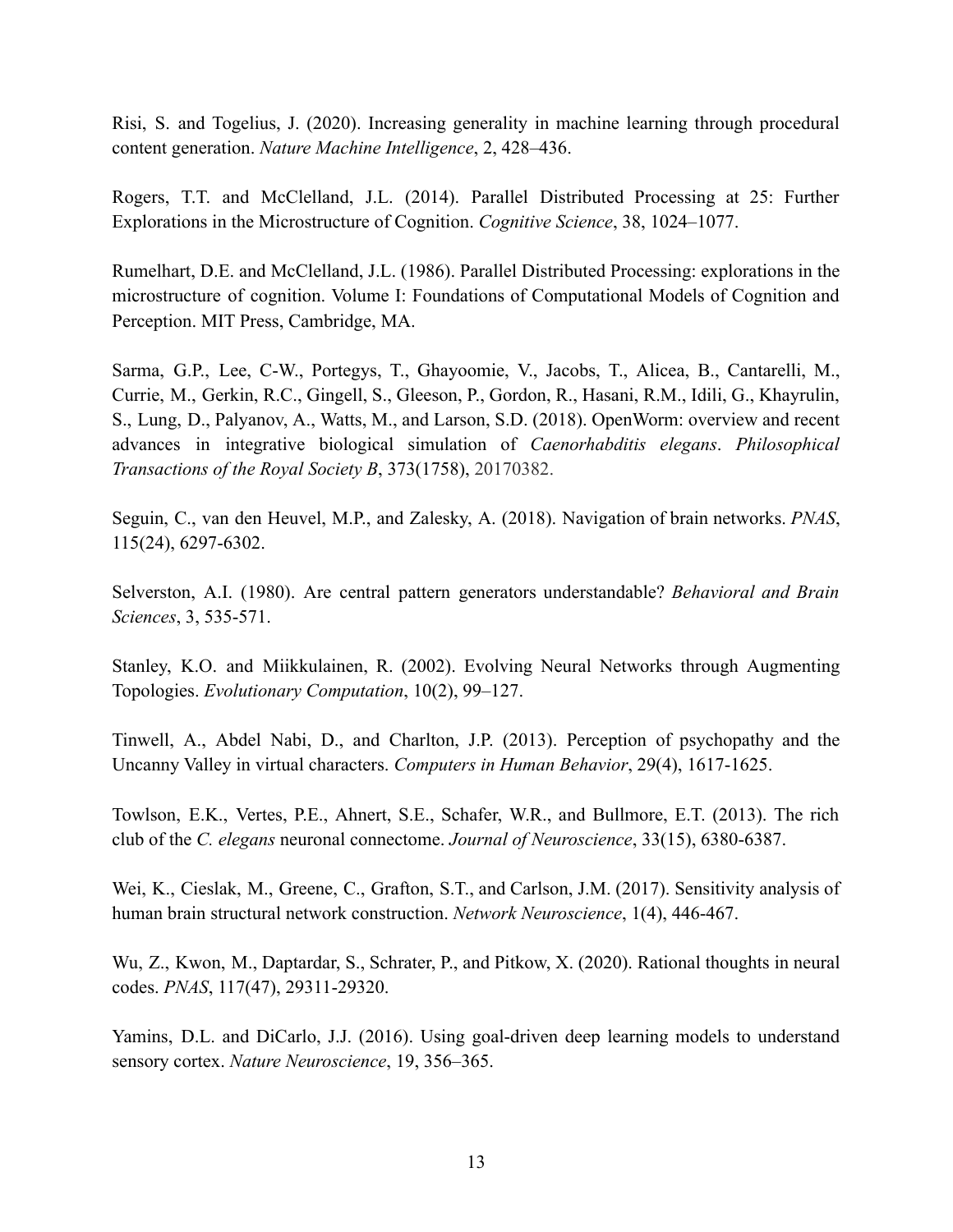Risi, S. and Togelius, J. (2020). Increasing generality in machine learning through procedural content generation. *Nature Machine Intelligence*, 2, 428–436.

Rogers, T.T. and McClelland, J.L. (2014). Parallel Distributed Processing at 25: Further Explorations in the Microstructure of Cognition. *Cognitive Science*, 38, 1024–1077.

Rumelhart, D.E. and McClelland, J.L. (1986). Parallel Distributed Processing: explorations in the microstructure of cognition. Volume I: Foundations of Computational Models of Cognition and Perception. MIT Press, Cambridge, MA.

Sarma, G.P., Lee, C-W., Portegys, T., Ghayoomie, V., Jacobs, T., Alicea, B., Cantarelli, M., Currie, M., Gerkin, R.C., Gingell, S., Gleeson, P., Gordon, R., Hasani, R.M., Idili, G., Khayrulin, S., Lung, D., Palyanov, A., Watts, M., and Larson, S.D. (2018). OpenWorm: overview and recent advances in integrative biological simulation of *Caenorhabditis elegans*. *Philosophical Transactions of the Royal Society B*, 373(1758), 20170382.

Seguin, C., van den Heuvel, M.P., and Zalesky, A. (2018). Navigation of brain networks. *PNAS*, 115(24), 6297-6302.

Selverston, A.I. (1980). Are central pattern generators understandable? *Behavioral and Brain Sciences*, 3, 535-571.

Stanley, K.O. and Miikkulainen, R. (2002). Evolving Neural Networks through Augmenting Topologies. *Evolutionary Computation*, 10(2), 99–127.

Tinwell, A., Abdel Nabi, D., and Charlton, J.P. (2013). Perception of psychopathy and the Uncanny Valley in virtual characters. *Computers in Human Behavior*, 29(4), 1617-1625.

Towlson, E.K., Vertes, P.E., Ahnert, S.E., Schafer, W.R., and Bullmore, E.T. (2013). The rich club of the *C. elegans* neuronal connectome. *Journal of Neuroscience*, 33(15), 6380-6387.

Wei, K., Cieslak, M., Greene, C., Grafton, S.T., and Carlson, J.M. (2017). Sensitivity analysis of human brain structural network construction. *Network Neuroscience*, 1(4), 446-467.

Wu, Z., Kwon, M., Daptardar, S., Schrater, P., and Pitkow, X. (2020). Rational thoughts in neural codes. *PNAS*, 117(47), 29311-29320.

Yamins, D.L. and DiCarlo, J.J. (2016). Using goal-driven deep learning models to understand sensory cortex. *Nature Neuroscience*, 19, 356–365.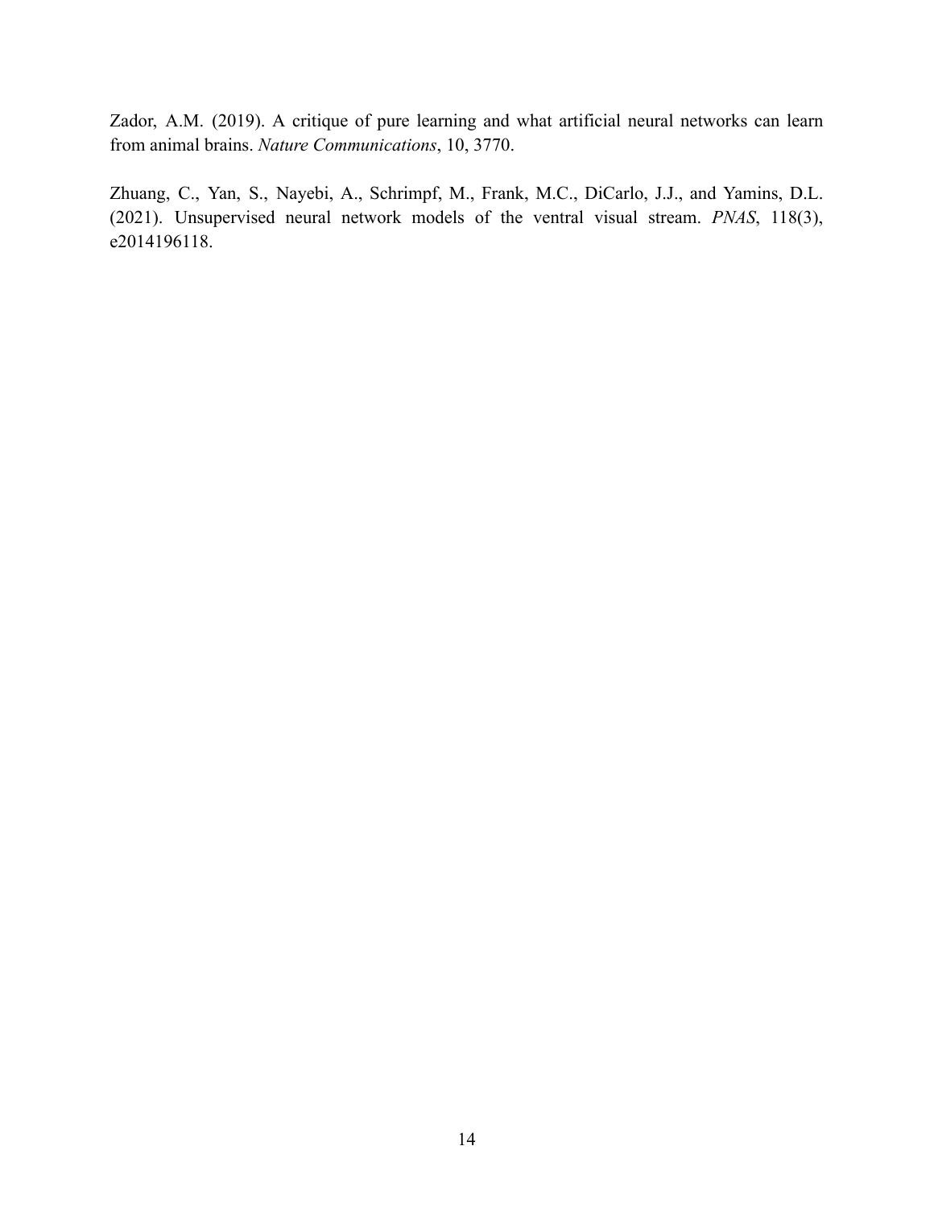Zador, A.M. (2019). A critique of pure learning and what artificial neural networks can learn from animal brains. *Nature Communications*, 10, 3770.

Zhuang, C., Yan, S., Nayebi, A., Schrimpf, M., Frank, M.C., DiCarlo, J.J., and Yamins, D.L. (2021). Unsupervised neural network models of the ventral visual stream. *PNAS*, 118(3), e2014196118.